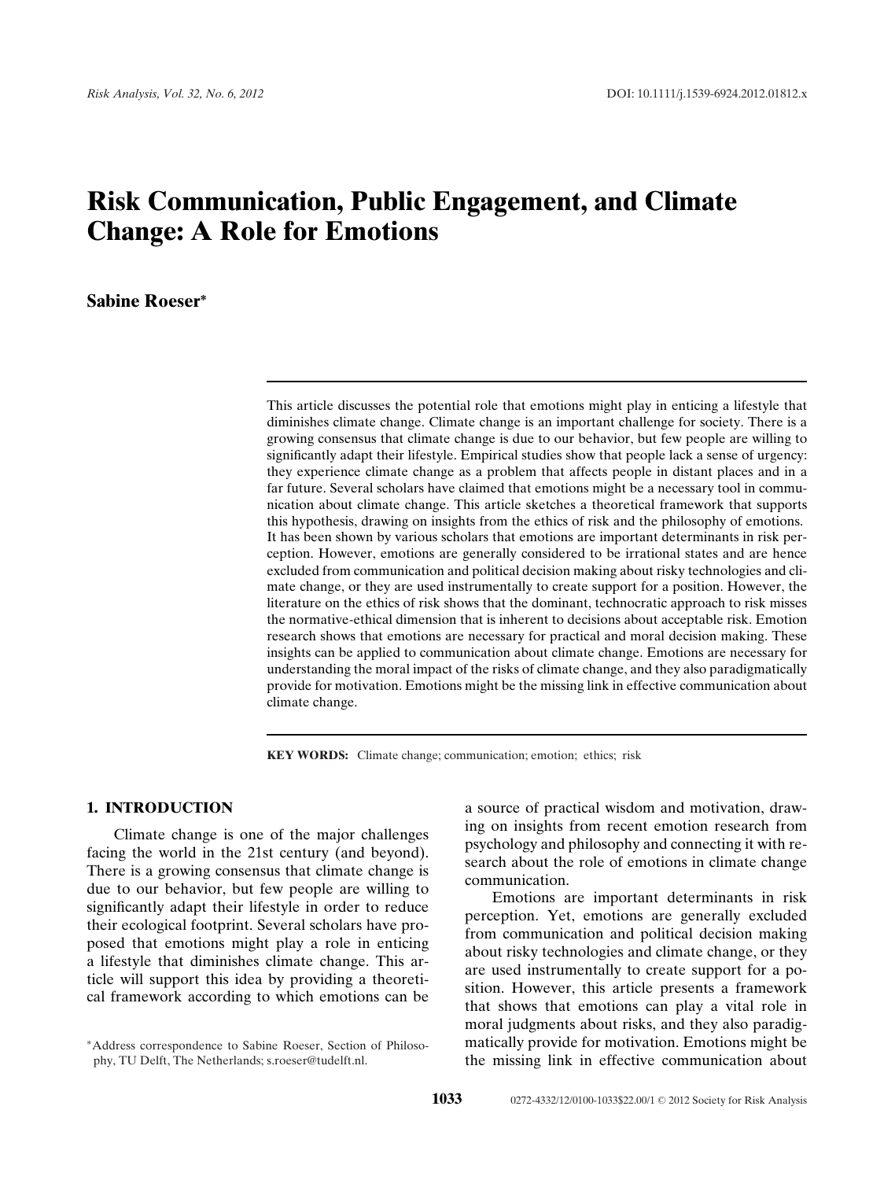# Risk Communication, Public Engagement, and Climate Change: A Role for Emotions

**Sabine Roeser***

This article discusses the potential role that emotions might play in enticing a lifestyle that diminishes climate change. Climate change is an important challenge for society. There is a growing consensus that climate change is due to our behavior, but few people are willing to significantly adapt their lifestyle. Empirical studies show that people lack a sense of urgency: they experience climate change as a problem that affects people in distant places and in a far future. Several scholars have claimed that emotions might be a necessary tool in communication about climate change. This article sketches a theoretical framework that supports this hypothesis, drawing on insights from the ethics of risk and the philosophy of emotions. It has been shown by various scholars that emotions are important determinants in risk perception. However, emotions are generally considered to be irrational states and are hence excluded from communication and political decision making about risky technologies and climate change, or they are used instrumentally to create support for a position. However, the literature on the ethics of risk shows that the dominant, technocratic approach to risk misses the normative-ethical dimension that is inherent to decisions about acceptable risk. Emotion research shows that emotions are necessary for practical and moral decision making. These insights can be applied to communication about climate change. Emotions are necessary for understanding the moral impact of the risks of climate change, and they also paradigmatically provide for motivation. Emotions might be the missing link in effective communication about climate change.

**KEY WORDS:** Climate change; communication; emotion; ethics; risk

## 1. INTRODUCTION

Climate change is one of the major challenges facing the world in the 21st century (and beyond). There is a growing consensus that climate change is due to our behavior, but few people are willing to significantly adapt their lifestyle in order to reduce their ecological footprint. Several scholars have proposed that emotions might play a role in enticing a lifestyle that diminishes climate change. This article will support this idea by providing a theoretical framework according to which emotions can be a source of practical wisdom and motivation, drawing on insights from recent emotion research from psychology and philosophy and connecting it with research about the role of emotions in climate change communication.

Emotions are important determinants in risk perception. Yet, emotions are generally excluded from communication and political decision making about risky technologies and climate change, or they are used instrumentally to create support for a position. However, this article presents a framework that shows that emotions can play a vital role in moral judgments about risks, and they also paradigmatically provide for motivation. Emotions might be the missing link in effective communication about

*Address correspondence to Sabine Roeser, Section of Philosophy, TU Delft, The Netherlands; s.roeser@tudelft.nl.

0272-4332/12/0100-1033$22.00/1 © 2012 Society for Risk Analysis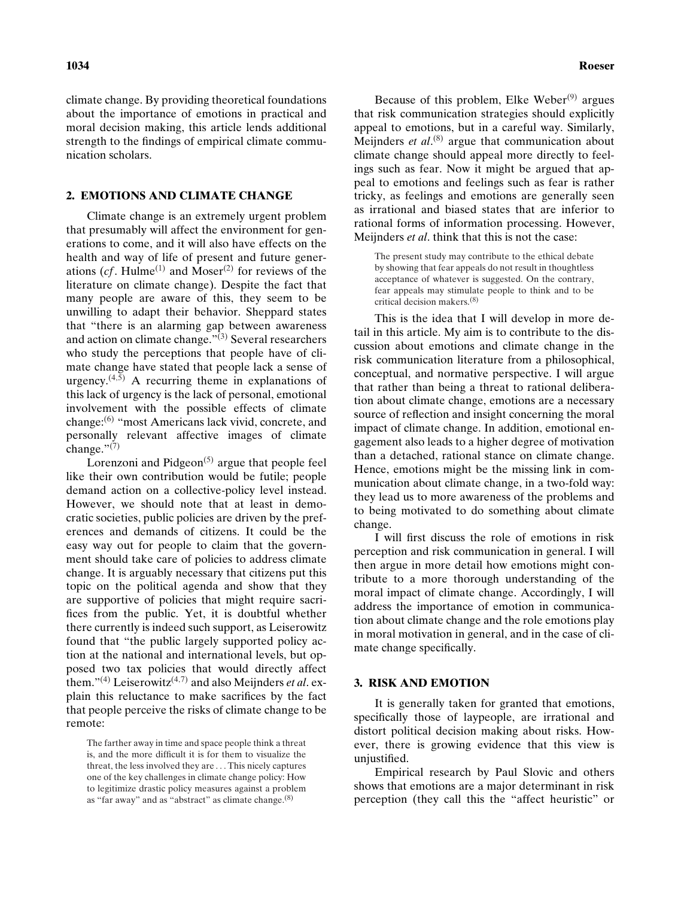climate change. By providing theoretical foundations about the importance of emotions in practical and moral decision making, this article lends additional strength to the findings of empirical climate communication scholars.

## 2. EMOTIONS AND CLIMATE CHANGE

Climate change is an extremely urgent problem that presumably will affect the environment for generations to come, and it will also have effects on the health and way of life of present and future generations (*cf*. Hulme[1] and Moser[2] for reviews of the literature on climate change). Despite the fact that many people are aware of this, they seem to be unwilling to adapt their behavior. Sheppard states that "there is an alarming gap between awareness and action on climate change."[3] Several researchers who study the perceptions that people have of climate change have stated that people lack a sense of urgency.[4,5] A recurring theme in explanations of this lack of urgency is the lack of personal, emotional involvement with the possible effects of climate change:[6] "most Americans lack vivid, concrete, and personally relevant affective images of climate change."[7]

Lorenzoni and Pidgeon[5] argue that people feel like their own contribution would be futile; people demand action on a collective-policy level instead. However, we should note that at least in democratic societies, public policies are driven by the preferences and demands of citizens. It could be the easy way out for people to claim that the government should take care of policies to address climate change. It is arguably necessary that citizens put this topic on the political agenda and show that they are supportive of policies that might require sacrifices from the public. Yet, it is doubtful whether there currently is indeed such support, as Leiserowitz found that "the public largely supported policy action at the national and international levels, but opposed two tax policies that would directly affect them."[4] Leiserowitz[4,7] and also Meijnders *et al*. explain this reluctance to make sacrifices by the fact that people perceive the risks of climate change to be remote:

> The farther away in time and space people think a threat is, and the more difficult it is for them to visualize the threat, the less involved they are . . . This nicely captures one of the key challenges in climate change policy: How to legitimize drastic policy measures against a problem as "far away" and as "abstract" as climate change.[8]

Because of this problem, Elke Weber[9] argues that risk communication strategies should explicitly appeal to emotions, but in a careful way. Similarly, Meijnders *et al*.[8] argue that communication about climate change should appeal more directly to feelings such as fear. Now it might be argued that appeal to emotions and feelings such as fear is rather tricky, as feelings and emotions are generally seen as irrational and biased states that are inferior to rational forms of information processing. However, Meijnders *et al*. think that this is not the case:

> The present study may contribute to the ethical debate by showing that fear appeals do not result in thoughtless acceptance of whatever is suggested. On the contrary, fear appeals may stimulate people to think and to be critical decision makers.[8]

This is the idea that I will develop in more detail in this article. My aim is to contribute to the discussion about emotions and climate change in the risk communication literature from a philosophical, conceptual, and normative perspective. I will argue that rather than being a threat to rational deliberation about climate change, emotions are a necessary source of reflection and insight concerning the moral impact of climate change. In addition, emotional engagement also leads to a higher degree of motivation than a detached, rational stance on climate change. Hence, emotions might be the missing link in communication about climate change, in a two-fold way: they lead us to more awareness of the problems and to being motivated to do something about climate change.

I will first discuss the role of emotions in risk perception and risk communication in general. I will then argue in more detail how emotions might contribute to a more thorough understanding of the moral impact of climate change. Accordingly, I will address the importance of emotion in communication about climate change and the role emotions play in moral motivation in general, and in the case of climate change specifically.

## 3. RISK AND EMOTION

It is generally taken for granted that emotions, specifically those of laypeople, are irrational and distort political decision making about risks. However, there is growing evidence that this view is unjustified.

Empirical research by Paul Slovic and others shows that emotions are a major determinant in risk perception (they call this the "affect heuristic" or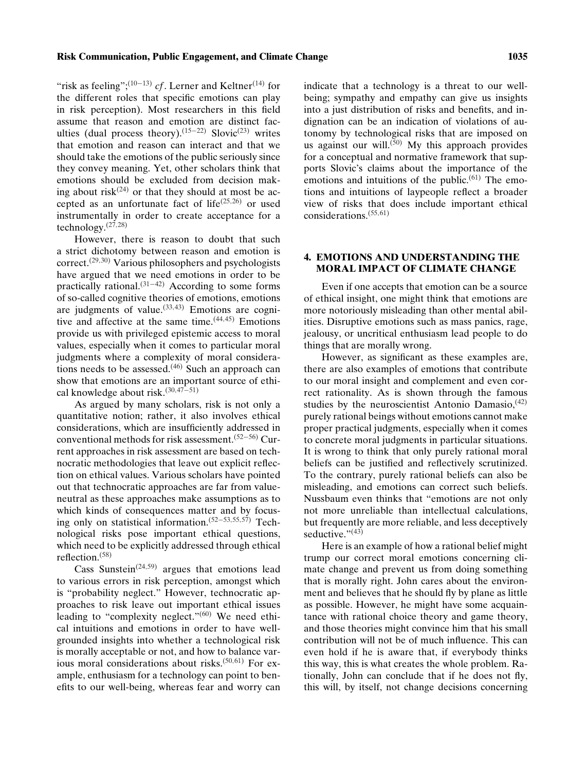"risk as feeling";[10–13] *cf*. Lerner and Keltner[14] for the different roles that specific emotions can play in risk perception). Most researchers in this field assume that reason and emotion are distinct faculties (dual process theory).[15–22] Slovic[23] writes that emotion and reason can interact and that we should take the emotions of the public seriously since they convey meaning. Yet, other scholars think that emotions should be excluded from decision making about risk[24] or that they should at most be accepted as an unfortunate fact of life[25,26] or used instrumentally in order to create acceptance for a technology.[27,28]

However, there is reason to doubt that such a strict dichotomy between reason and emotion is correct.[29,30] Various philosophers and psychologists have argued that we need emotions in order to be practically rational.[31–42] According to some forms of so-called cognitive theories of emotions, emotions are judgments of value.[33,43] Emotions are cognitive and affective at the same time.[44,45] Emotions provide us with privileged epistemic access to moral values, especially when it comes to particular moral judgments where a complexity of moral considerations needs to be assessed.[46] Such an approach can show that emotions are an important source of ethical knowledge about risk.[30,47–51]

As argued by many scholars, risk is not only a quantitative notion; rather, it also involves ethical considerations, which are insufficiently addressed in conventional methods for risk assessment.[52–56] Current approaches in risk assessment are based on technocratic methodologies that leave out explicit reflection on ethical values. Various scholars have pointed out that technocratic approaches are far from value-neutral as these approaches make assumptions as to which kinds of consequences matter and by focusing only on statistical information.[52–53,55,57] Technological risks pose important ethical questions, which need to be explicitly addressed through ethical reflection.[58]

Cass Sunstein[24,59] argues that emotions lead to various errors in risk perception, amongst which is "probability neglect." However, technocratic approaches to risk leave out important ethical issues leading to "complexity neglect."[60] We need ethical intuitions and emotions in order to have well-grounded insights into whether a technological risk is morally acceptable or not, and how to balance various moral considerations about risks.[50,61] For example, enthusiasm for a technology can point to benefits to our well-being, whereas fear and worry can indicate that a technology is a threat to our well-being; sympathy and empathy can give us insights into a just distribution of risks and benefits, and indignation can be an indication of violations of autonomy by technological risks that are imposed on us against our will.[50] My this approach provides for a conceptual and normative framework that supports Slovic's claims about the importance of the emotions and intuitions of the public.[61] The emotions and intuitions of laypeople reflect a broader view of risks that does include important ethical considerations.[55,61]

## 4. EMOTIONS AND UNDERSTANDING THE MORAL IMPACT OF CLIMATE CHANGE

Even if one accepts that emotion can be a source of ethical insight, one might think that emotions are more notoriously misleading than other mental abilities. Disruptive emotions such as mass panics, rage, jealousy, or uncritical enthusiasm lead people to do things that are morally wrong.

However, as significant as these examples are, there are also examples of emotions that contribute to our moral insight and complement and even correct rationality. As is shown through the famous studies by the neuroscientist Antonio Damasio,[42] purely rational beings without emotions cannot make proper practical judgments, especially when it comes to concrete moral judgments in particular situations. It is wrong to think that only purely rational moral beliefs can be justified and reflectively scrutinized. To the contrary, purely rational beliefs can also be misleading, and emotions can correct such beliefs. Nussbaum even thinks that "emotions are not only not more unreliable than intellectual calculations, but frequently are more reliable, and less deceptively seductive."[43]

Here is an example of how a rational belief might trump our correct moral emotions concerning climate change and prevent us from doing something that is morally right. John cares about the environment and believes that he should fly by plane as little as possible. However, he might have some acquaintance with rational choice theory and game theory, and those theories might convince him that his small contribution will not be of much influence. This can even hold if he is aware that, if everybody thinks this way, this is what creates the whole problem. Rationally, John can conclude that if he does not fly, this will, by itself, not change decisions concerning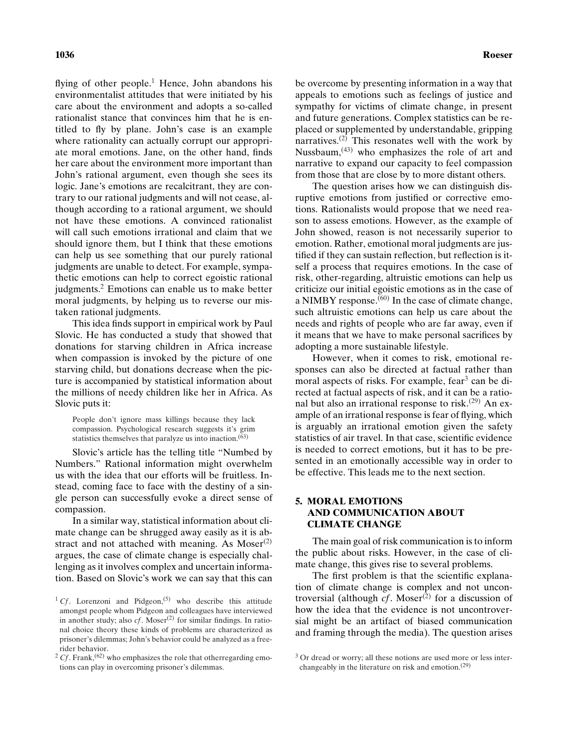flying of other people.[1] Hence, John abandons his environmentalist attitudes that were initiated by his care about the environment and adopts a so-called rationalist stance that convinces him that he is entitled to fly by plane. John's case is an example where rationality can actually corrupt our appropriate moral emotions. Jane, on the other hand, finds her care about the environment more important than John's rational argument, even though she sees its logic. Jane's emotions are recalcitrant, they are contrary to our rational judgments and will not cease, although according to a rational argument, we should not have these emotions. A convinced rationalist will call such emotions irrational and claim that we should ignore them, but I think that these emotions can help us see something that our purely rational judgments are unable to detect. For example, sympathetic emotions can help to correct egoistic rational judgments.[2] Emotions can enable us to make better moral judgments, by helping us to reverse our mistaken rational judgments.

This idea finds support in empirical work by Paul Slovic. He has conducted a study that showed that donations for starving children in Africa increase when compassion is invoked by the picture of one starving child, but donations decrease when the picture is accompanied by statistical information about the millions of needy children like her in Africa. As Slovic puts it:

> People don't ignore mass killings because they lack compassion. Psychological research suggests it's grim statistics themselves that paralyze us into inaction.(63)

Slovic's article has the telling title "Numbed by Numbers." Rational information might overwhelm us with the idea that our efforts will be fruitless. Instead, coming face to face with the destiny of a single person can successfully evoke a direct sense of compassion.

In a similar way, statistical information about climate change can be shrugged away easily as it is abstract and not attached with meaning. As Moser(2) argues, the case of climate change is especially challenging as it involves complex and uncertain information. Based on Slovic's work we can say that this can be overcome by presenting information in a way that appeals to emotions such as feelings of justice and sympathy for victims of climate change, in present and future generations. Complex statistics can be replaced or supplemented by understandable, gripping narratives.(2) This resonates well with the work by Nussbaum,(43) who emphasizes the role of art and narrative to expand our capacity to feel compassion from those that are close by to more distant others.

The question arises how we can distinguish disruptive emotions from justified or corrective emotions. Rationalists would propose that we need reason to assess emotions. However, as the example of John showed, reason is not necessarily superior to emotion. Rather, emotional moral judgments are justified if they can sustain reflection, but reflection is itself a process that requires emotions. In the case of risk, other-regarding, altruistic emotions can help us criticize our initial egoistic emotions as in the case of a NIMBY response.(60) In the case of climate change, such altruistic emotions can help us care about the needs and rights of people who are far away, even if it means that we have to make personal sacrifices by adopting a more sustainable lifestyle.

However, when it comes to risk, emotional responses can also be directed at factual rather than moral aspects of risks. For example, fear[3] can be directed at factual aspects of risk, and it can be a rational but also an irrational response to risk.(29) An example of an irrational response is fear of flying, which is arguably an irrational emotion given the safety statistics of air travel. In that case, scientific evidence is needed to correct emotions, but it has to be presented in an emotionally accessible way in order to be effective. This leads me to the next section.

## 5. MORAL EMOTIONS AND COMMUNICATION ABOUT CLIMATE CHANGE

The main goal of risk communication is to inform the public about risks. However, in the case of climate change, this gives rise to several problems.

The first problem is that the scientific explanation of climate change is complex and not uncontroversial (although *cf*. Moser(2) for a discussion of how the idea that the evidence is not uncontroversial might be an artifact of biased communication and framing through the media). The question arises

[1] *Cf*. Lorenzoni and Pidgeon,(5) who describe this attitude amongst people whom Pidgeon and colleagues have interviewed in another study; also *cf*. Moser(2) for similar findings. In rational choice theory these kinds of problems are characterized as prisoner's dilemmas; John's behavior could be analyzed as a free-rider behavior.

[2] *Cf*. Frank,(62) who emphasizes the role that otherregarding emotions can play in overcoming prisoner's dilemmas.

[3] Or dread or worry; all these notions are used more or less interchangeably in the literature on risk and emotion.(29)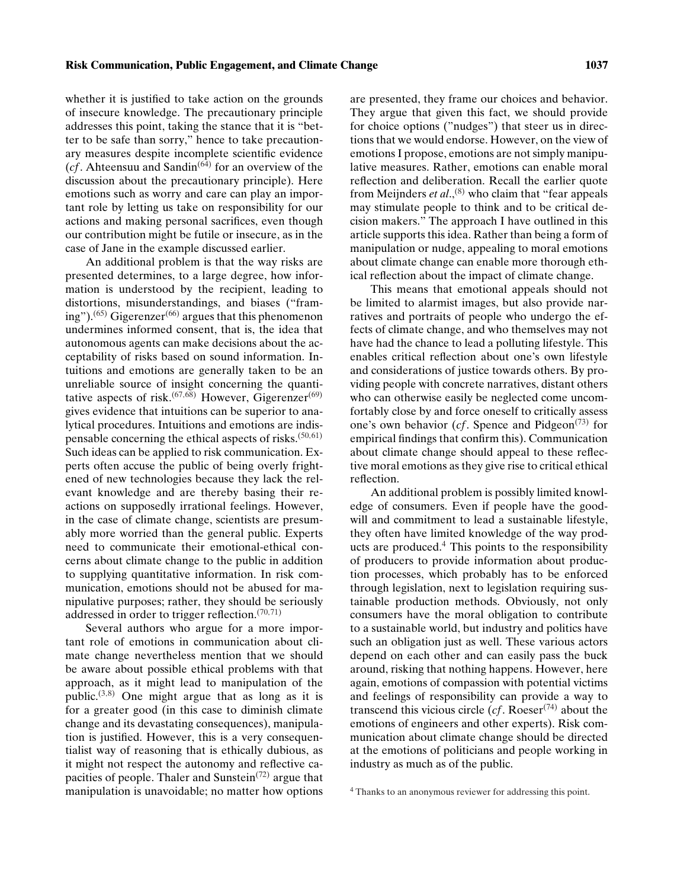whether it is justified to take action on the grounds of insecure knowledge. The precautionary principle addresses this point, taking the stance that it is "better to be safe than sorry," hence to take precautionary measures despite incomplete scientific evidence (*cf*. Ahteensuu and Sandin[64] for an overview of the discussion about the precautionary principle). Here emotions such as worry and care can play an important role by letting us take on responsibility for our actions and making personal sacrifices, even though our contribution might be futile or insecure, as in the case of Jane in the example discussed earlier.

An additional problem is that the way risks are presented determines, to a large degree, how information is understood by the recipient, leading to distortions, misunderstandings, and biases ("framing").[65] Gigerenzer[66] argues that this phenomenon undermines informed consent, that is, the idea that autonomous agents can make decisions about the acceptability of risks based on sound information. Intuitions and emotions are generally taken to be an unreliable source of insight concerning the quantitative aspects of risk.[67,68] However, Gigerenzer[69] gives evidence that intuitions can be superior to analytical procedures. Intuitions and emotions are indispensable concerning the ethical aspects of risks.[50,61] Such ideas can be applied to risk communication. Experts often accuse the public of being overly frightened of new technologies because they lack the relevant knowledge and are thereby basing their reactions on supposedly irrational feelings. However, in the case of climate change, scientists are presumably more worried than the general public. Experts need to communicate their emotional-ethical concerns about climate change to the public in addition to supplying quantitative information. In risk communication, emotions should not be abused for manipulative purposes; rather, they should be seriously addressed in order to trigger reflection.[70,71]

Several authors who argue for a more important role of emotions in communication about climate change nevertheless mention that we should be aware about possible ethical problems with that approach, as it might lead to manipulation of the public.[3,8] One might argue that as long as it is for a greater good (in this case to diminish climate change and its devastating consequences), manipulation is justified. However, this is a very consequentialist way of reasoning that is ethically dubious, as it might not respect the autonomy and reflective capacities of people. Thaler and Sunstein[72] argue that manipulation is unavoidable; no matter how options are presented, they frame our choices and behavior. They argue that given this fact, we should provide for choice options ("nudges") that steer us in directions that we would endorse. However, on the view of emotions I propose, emotions are not simply manipulative measures. Rather, emotions can enable moral reflection and deliberation. Recall the earlier quote from Meijnders *et al*.,[8] who claim that "fear appeals may stimulate people to think and to be critical decision makers." The approach I have outlined in this article supports this idea. Rather than being a form of manipulation or nudge, appealing to moral emotions about climate change can enable more thorough ethical reflection about the impact of climate change.

This means that emotional appeals should not be limited to alarmist images, but also provide narratives and portraits of people who undergo the effects of climate change, and who themselves may not have had the chance to lead a polluting lifestyle. This enables critical reflection about one's own lifestyle and considerations of justice towards others. By providing people with concrete narratives, distant others who can otherwise easily be neglected come uncomfortably close by and force oneself to critically assess one's own behavior (*cf*. Spence and Pidgeon[73] for empirical findings that confirm this). Communication about climate change should appeal to these reflective moral emotions as they give rise to critical ethical reflection.

An additional problem is possibly limited knowledge of consumers. Even if people have the goodwill and commitment to lead a sustainable lifestyle, they often have limited knowledge of the way products are produced.[4] This points to the responsibility of producers to provide information about production processes, which probably has to be enforced through legislation, next to legislation requiring sustainable production methods. Obviously, not only consumers have the moral obligation to contribute to a sustainable world, but industry and politics have such an obligation just as well. These various actors depend on each other and can easily pass the buck around, risking that nothing happens. However, here again, emotions of compassion with potential victims and feelings of responsibility can provide a way to transcend this vicious circle (*cf*. Roeser[74] about the emotions of engineers and other experts). Risk communication about climate change should be directed at the emotions of politicians and people working in industry as much as of the public.

[4] Thanks to an anonymous reviewer for addressing this point.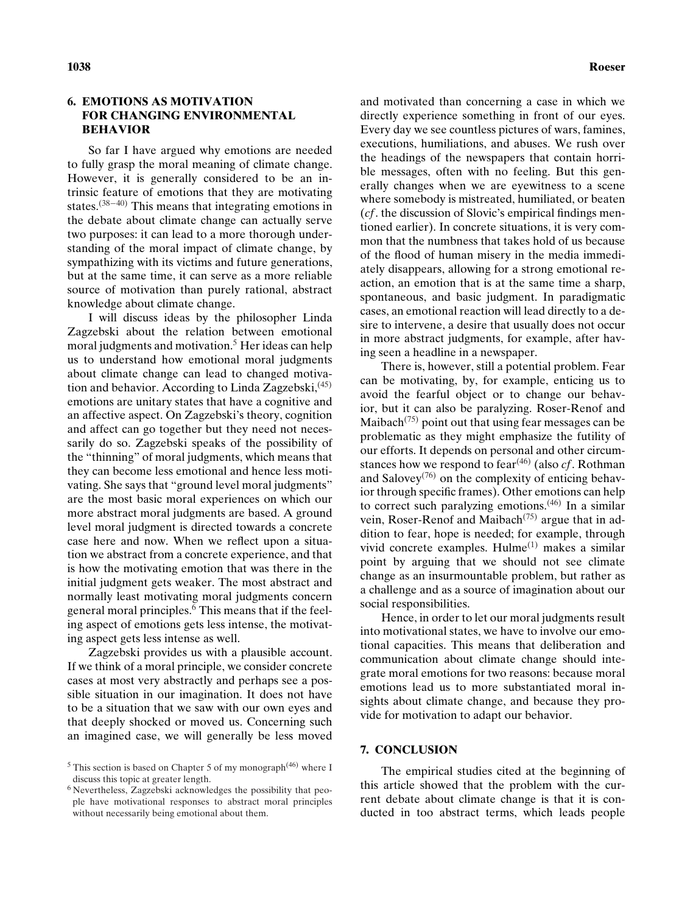## 6. EMOTIONS AS MOTIVATION FOR CHANGING ENVIRONMENTAL BEHAVIOR

So far I have argued why emotions are needed to fully grasp the moral meaning of climate change. However, it is generally considered to be an intrinsic feature of emotions that they are motivating states.[38–40] This means that integrating emotions in the debate about climate change can actually serve two purposes: it can lead to a more thorough understanding of the moral impact of climate change, by sympathizing with its victims and future generations, but at the same time, it can serve as a more reliable source of motivation than purely rational, abstract knowledge about climate change.

I will discuss ideas by the philosopher Linda Zagzebski about the relation between emotional moral judgments and motivation.[5] Her ideas can help us to understand how emotional moral judgments about climate change can lead to changed motivation and behavior. According to Linda Zagzebski,[45] emotions are unitary states that have a cognitive and an affective aspect. On Zagzebski's theory, cognition and affect can go together but they need not necessarily do so. Zagzebski speaks of the possibility of the "thinning" of moral judgments, which means that they can become less emotional and hence less motivating. She says that "ground level moral judgments" are the most basic moral experiences on which our more abstract moral judgments are based. A ground level moral judgment is directed towards a concrete case here and now. When we reflect upon a situation we abstract from a concrete experience, and that is how the motivating emotion that was there in the initial judgment gets weaker. The most abstract and normally least motivating moral judgments concern general moral principles.[6] This means that if the feeling aspect of emotions gets less intense, the motivating aspect gets less intense as well.

Zagzebski provides us with a plausible account. If we think of a moral principle, we consider concrete cases at most very abstractly and perhaps see a possible situation in our imagination. It does not have to be a situation that we saw with our own eyes and that deeply shocked or moved us. Concerning such an imagined case, we will generally be less moved and motivated than concerning a case in which we directly experience something in front of our eyes. Every day we see countless pictures of wars, famines, executions, humiliations, and abuses. We rush over the headings of the newspapers that contain horrible messages, often with no feeling. But this generally changes when we are eyewitness to a scene where somebody is mistreated, humiliated, or beaten (*cf*. the discussion of Slovic's empirical findings mentioned earlier). In concrete situations, it is very common that the numbness that takes hold of us because of the flood of human misery in the media immediately disappears, allowing for a strong emotional reaction, an emotion that is at the same time a sharp, spontaneous, and basic judgment. In paradigmatic cases, an emotional reaction will lead directly to a desire to intervene, a desire that usually does not occur in more abstract judgments, for example, after having seen a headline in a newspaper.

There is, however, still a potential problem. Fear can be motivating, by, for example, enticing us to avoid the fearful object or to change our behavior, but it can also be paralyzing. Roser-Renof and Maibach[75] point out that using fear messages can be problematic as they might emphasize the futility of our efforts. It depends on personal and other circumstances how we respond to fear[46] (also *cf*. Rothman and Salovey[76] on the complexity of enticing behavior through specific frames). Other emotions can help to correct such paralyzing emotions.[46] In a similar vein, Roser-Renof and Maibach[75] argue that in addition to fear, hope is needed; for example, through vivid concrete examples. Hulme[1] makes a similar point by arguing that we should not see climate change as an insurmountable problem, but rather as a challenge and as a source of imagination about our social responsibilities.

Hence, in order to let our moral judgments result into motivational states, we have to involve our emotional capacities. This means that deliberation and communication about climate change should integrate moral emotions for two reasons: because moral emotions lead us to more substantiated moral insights about climate change, and because they provide for motivation to adapt our behavior.

## 7. CONCLUSION

The empirical studies cited at the beginning of this article showed that the problem with the current debate about climate change is that it is conducted in too abstract terms, which leads people

[5] This section is based on Chapter 5 of my monograph[46] where I discuss this topic at greater length.

[6] Nevertheless, Zagzebski acknowledges the possibility that people have motivational responses to abstract moral principles without necessarily being emotional about them.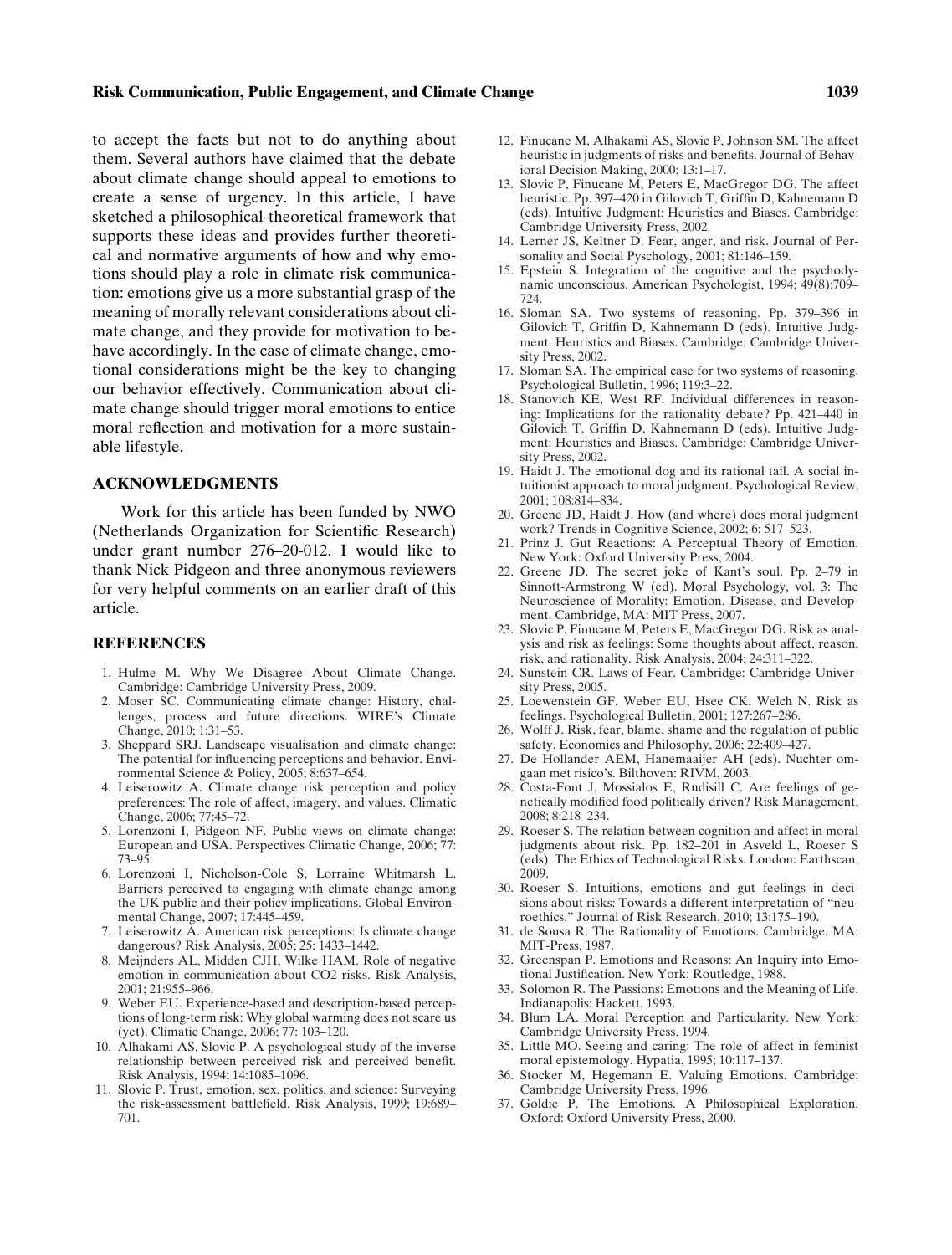to accept the facts but not to do anything about them. Several authors have claimed that the debate about climate change should appeal to emotions to create a sense of urgency. In this article, I have sketched a philosophical-theoretical framework that supports these ideas and provides further theoretical and normative arguments of how and why emotions should play a role in climate risk communication: emotions give us a more substantial grasp of the meaning of morally relevant considerations about climate change, and they provide for motivation to behave accordingly. In the case of climate change, emotional considerations might be the key to changing our behavior effectively. Communication about climate change should trigger moral emotions to entice moral reflection and motivation for a more sustainable lifestyle.

## ACKNOWLEDGMENTS

Work for this article has been funded by NWO (Netherlands Organization for Scientific Research) under grant number 276–20-012. I would like to thank Nick Pidgeon and three anonymous reviewers for very helpful comments on an earlier draft of this article.

## REFERENCES

1. Hulme M. Why We Disagree About Climate Change. Cambridge: Cambridge University Press, 2009.
2. Moser SC. Communicating climate change: History, challenges, process and future directions. WIRE's Climate Change, 2010; 1:31–53.
3. Sheppard SRJ. Landscape visualisation and climate change: The potential for influencing perceptions and behavior. Environmental Science & Policy, 2005; 8:637–654.
4. Leiserowitz A. Climate change risk perception and policy preferences: The role of affect, imagery, and values. Climatic Change, 2006; 77:45–72.
5. Lorenzoni I, Pidgeon NF. Public views on climate change: European and USA. Perspectives Climatic Change, 2006; 77: 73–95.
6. Lorenzoni I, Nicholson-Cole S, Lorraine Whitmarsh L. Barriers perceived to engaging with climate change among the UK public and their policy implications. Global Environmental Change, 2007; 17:445–459.
7. Leiserowitz A. American risk perceptions: Is climate change dangerous? Risk Analysis, 2005; 25: 1433–1442.
8. Meijnders AL, Midden CJH, Wilke HAM. Role of negative emotion in communication about CO2 risks. Risk Analysis, 2001; 21:955–966.
9. Weber EU. Experience-based and description-based perceptions of long-term risk: Why global warming does not scare us (yet). Climatic Change, 2006; 77: 103–120.
10. Alhakami AS, Slovic P. A psychological study of the inverse relationship between perceived risk and perceived benefit. Risk Analysis, 1994; 14:1085–1096.
11. Slovic P. Trust, emotion, sex, politics, and science: Surveying the risk-assessment battlefield. Risk Analysis, 1999; 19:689–701.
12. Finucane M, Alhakami AS, Slovic P, Johnson SM. The affect heuristic in judgments of risks and benefits. Journal of Behavioral Decision Making, 2000; 13:1–17.
13. Slovic P, Finucane M, Peters E, MacGregor DG. The affect heuristic. Pp. 397–420 in Gilovich T, Griffin D, Kahnemann D (eds). Intuitive Judgment: Heuristics and Biases. Cambridge: Cambridge University Press, 2002.
14. Lerner JS, Keltner D. Fear, anger, and risk. Journal of Personality and Social Pyschology, 2001; 81:146–159.
15. Epstein S. Integration of the cognitive and the psychodynamic unconscious. American Psychologist, 1994; 49(8):709–724.
16. Sloman SA. Two systems of reasoning. Pp. 379–396 in Gilovich T, Griffin D, Kahnemann D (eds). Intuitive Judgment: Heuristics and Biases. Cambridge: Cambridge University Press, 2002.
17. Sloman SA. The empirical case for two systems of reasoning. Psychological Bulletin, 1996; 119:3–22.
18. Stanovich KE, West RF. Individual differences in reasoning: Implications for the rationality debate? Pp. 421–440 in Gilovich T, Griffin D, Kahnemann D (eds). Intuitive Judgment: Heuristics and Biases. Cambridge: Cambridge University Press, 2002.
19. Haidt J. The emotional dog and its rational tail. A social intuitionist approach to moral judgment. Psychological Review, 2001; 108:814–834.
20. Greene JD, Haidt J. How (and where) does moral judgment work? Trends in Cognitive Science, 2002; 6: 517–523.
21. Prinz J. Gut Reactions: A Perceptual Theory of Emotion. New York: Oxford University Press, 2004.
22. Greene JD. The secret joke of Kant's soul. Pp. 2–79 in Sinnott-Armstrong W (ed). Moral Psychology, vol. 3: The Neuroscience of Morality: Emotion, Disease, and Development. Cambridge, MA: MIT Press, 2007.
23. Slovic P, Finucane M, Peters E, MacGregor DG. Risk as analysis and risk as feelings: Some thoughts about affect, reason, risk, and rationality. Risk Analysis, 2004; 24:311–322.
24. Sunstein CR. Laws of Fear. Cambridge: Cambridge University Press, 2005.
25. Loewenstein GF, Weber EU, Hsee CK, Welch N. Risk as feelings. Psychological Bulletin, 2001; 127:267–286.
26. Wolff J. Risk, fear, blame, shame and the regulation of public safety. Economics and Philosophy, 2006; 22:409–427.
27. De Hollander AEM, Hanemaaijer AH (eds). Nuchter omgaan met risico's. Bilthoven: RIVM, 2003.
28. Costa-Font J, Mossialos E, Rudisill C. Are feelings of genetically modified food politically driven? Risk Management, 2008; 8:218–234.
29. Roeser S. The relation between cognition and affect in moral judgments about risk. Pp. 182–201 in Asveld L, Roeser S (eds). The Ethics of Technological Risks. London: Earthscan, 2009.
30. Roeser S. Intuitions, emotions and gut feelings in decisions about risks: Towards a different interpretation of "neuroethics." Journal of Risk Research, 2010; 13:175–190.
31. de Sousa R. The Rationality of Emotions. Cambridge, MA: MIT-Press, 1987.
32. Greenspan P. Emotions and Reasons: An Inquiry into Emotional Justification. New York: Routledge, 1988.
33. Solomon R. The Passions: Emotions and the Meaning of Life. Indianapolis: Hackett, 1993.
34. Blum LA. Moral Perception and Particularity. New York: Cambridge University Press, 1994.
35. Little MO. Seeing and caring: The role of affect in feminist moral epistemology. Hypatia, 1995; 10:117–137.
36. Stocker M, Hegemann E. Valuing Emotions. Cambridge: Cambridge University Press, 1996.
37. Goldie P. The Emotions. A Philosophical Exploration. Oxford: Oxford University Press, 2000.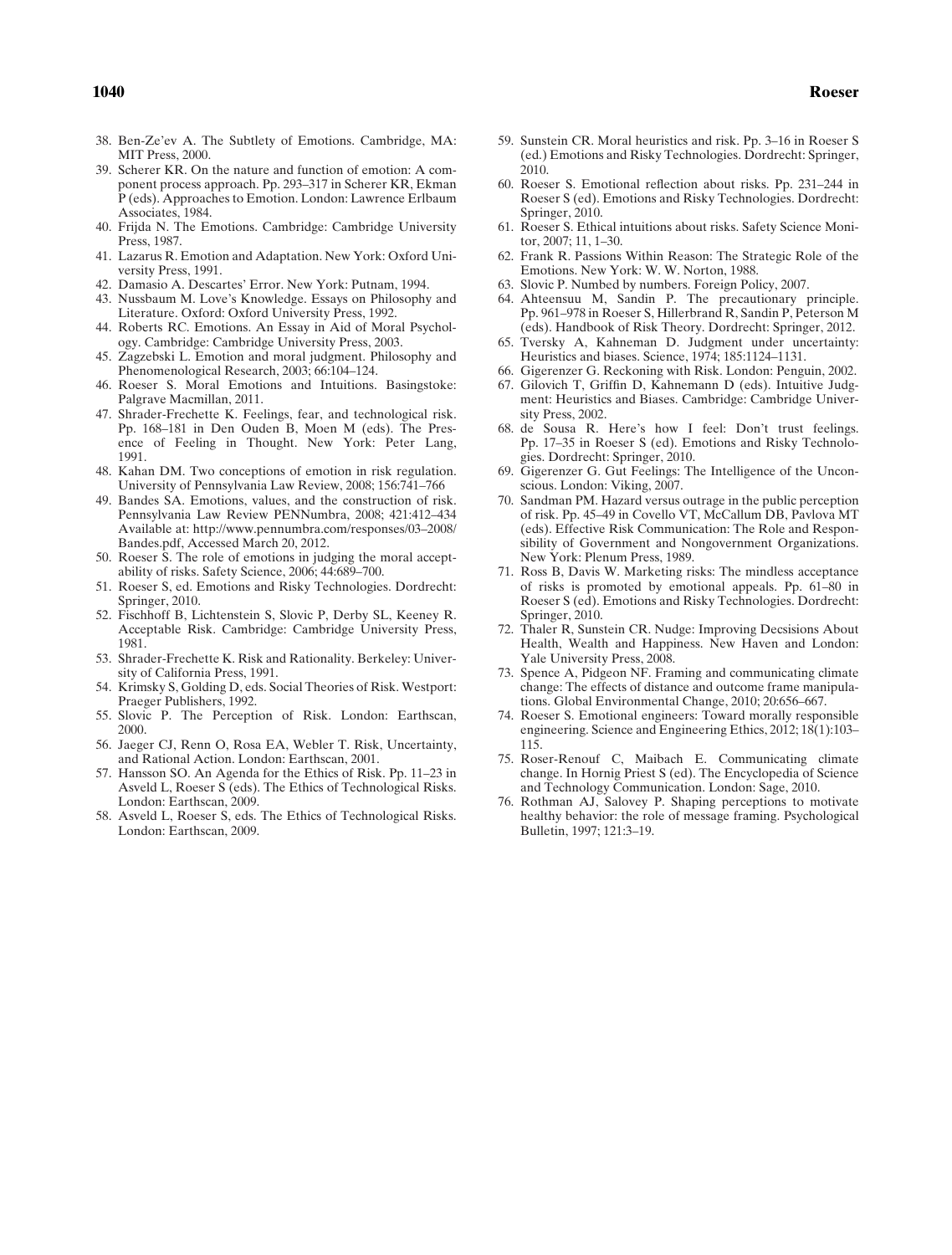38. Ben-Ze'ev A. The Subtlety of Emotions. Cambridge, MA: MIT Press, 2000.
39. Scherer KR. On the nature and function of emotion: A component process approach. Pp. 293–317 in Scherer KR, Ekman P (eds). Approaches to Emotion. London: Lawrence Erlbaum Associates, 1984.
40. Frijda N. The Emotions. Cambridge: Cambridge University Press, 1987.
41. Lazarus R. Emotion and Adaptation. New York: Oxford University Press, 1991.
42. Damasio A. Descartes' Error. New York: Putnam, 1994.
43. Nussbaum M. Love's Knowledge. Essays on Philosophy and Literature. Oxford: Oxford University Press, 1992.
44. Roberts RC. Emotions. An Essay in Aid of Moral Psychology. Cambridge: Cambridge University Press, 2003.
45. Zagzebski L. Emotion and moral judgment. Philosophy and Phenomenological Research, 2003; 66:104–124.
46. Roeser S. Moral Emotions and Intuitions. Basingstoke: Palgrave Macmillan, 2011.
47. Shrader-Frechette K. Feelings, fear, and technological risk. Pp. 168–181 in Den Ouden B, Moen M (eds). The Presence of Feeling in Thought. New York: Peter Lang, 1991.
48. Kahan DM. Two conceptions of emotion in risk regulation. University of Pennsylvania Law Review, 2008; 156:741–766
49. Bandes SA. Emotions, values, and the construction of risk. Pennsylvania Law Review PENNumbra, 2008; 421:412–434 Available at: http://www.pennumbra.com/responses/03–2008/Bandes.pdf, Accessed March 20, 2012.
50. Roeser S. The role of emotions in judging the moral acceptability of risks. Safety Science, 2006; 44:689–700.
51. Roeser S, ed. Emotions and Risky Technologies. Dordrecht: Springer, 2010.
52. Fischhoff B, Lichtenstein S, Slovic P, Derby SL, Keeney R. Acceptable Risk. Cambridge: Cambridge University Press, 1981.
53. Shrader-Frechette K. Risk and Rationality. Berkeley: University of California Press, 1991.
54. Krimsky S, Golding D, eds. Social Theories of Risk. Westport: Praeger Publishers, 1992.
55. Slovic P. The Perception of Risk. London: Earthscan, 2000.
56. Jaeger CJ, Renn O, Rosa EA, Webler T. Risk, Uncertainty, and Rational Action. London: Earthscan, 2001.
57. Hansson SO. An Agenda for the Ethics of Risk. Pp. 11–23 in Asveld L, Roeser S (eds). The Ethics of Technological Risks. London: Earthscan, 2009.
58. Asveld L, Roeser S, eds. The Ethics of Technological Risks. London: Earthscan, 2009.
59. Sunstein CR. Moral heuristics and risk. Pp. 3–16 in Roeser S (ed.) Emotions and Risky Technologies. Dordrecht: Springer, 2010.
60. Roeser S. Emotional reflection about risks. Pp. 231–244 in Roeser S (ed). Emotions and Risky Technologies. Dordrecht: Springer, 2010.
61. Roeser S. Ethical intuitions about risks. Safety Science Monitor, 2007; 11, 1–30.
62. Frank R. Passions Within Reason: The Strategic Role of the Emotions. New York: W. W. Norton, 1988.
63. Slovic P. Numbed by numbers. Foreign Policy, 2007.
64. Ahteensuu M, Sandin P. The precautionary principle. Pp. 961–978 in Roeser S, Hillerbrand R, Sandin P, Peterson M (eds). Handbook of Risk Theory. Dordrecht: Springer, 2012.
65. Tversky A, Kahneman D. Judgment under uncertainty: Heuristics and biases. Science, 1974; 185:1124–1131.
66. Gigerenzer G. Reckoning with Risk. London: Penguin, 2002.
67. Gilovich T, Griffin D, Kahnemann D (eds). Intuitive Judgment: Heuristics and Biases. Cambridge: Cambridge University Press, 2002.
68. de Sousa R. Here's how I feel: Don't trust feelings. Pp. 17–35 in Roeser S (ed). Emotions and Risky Technologies. Dordrecht: Springer, 2010.
69. Gigerenzer G. Gut Feelings: The Intelligence of the Unconscious. London: Viking, 2007.
70. Sandman PM. Hazard versus outrage in the public perception of risk. Pp. 45–49 in Covello VT, McCallum DB, Pavlova MT (eds). Effective Risk Communication: The Role and Responsibility of Government and Nongovernment Organizations. New York: Plenum Press, 1989.
71. Ross B, Davis W. Marketing risks: The mindless acceptance of risks is promoted by emotional appeals. Pp. 61–80 in Roeser S (ed). Emotions and Risky Technologies. Dordrecht: Springer, 2010.
72. Thaler R, Sunstein CR. Nudge: Improving Decsisions About Health, Wealth and Happiness. New Haven and London: Yale University Press, 2008.
73. Spence A, Pidgeon NF. Framing and communicating climate change: The effects of distance and outcome frame manipulations. Global Environmental Change, 2010; 20:656–667.
74. Roeser S. Emotional engineers: Toward morally responsible engineering. Science and Engineering Ethics, 2012; 18(1):103–115.
75. Roser-Renouf C, Maibach E. Communicating climate change. In Hornig Priest S (ed). The Encyclopedia of Science and Technology Communication. London: Sage, 2010.
76. Rothman AJ, Salovey P. Shaping perceptions to motivate healthy behavior: the role of message framing. Psychological Bulletin, 1997; 121:3–19.